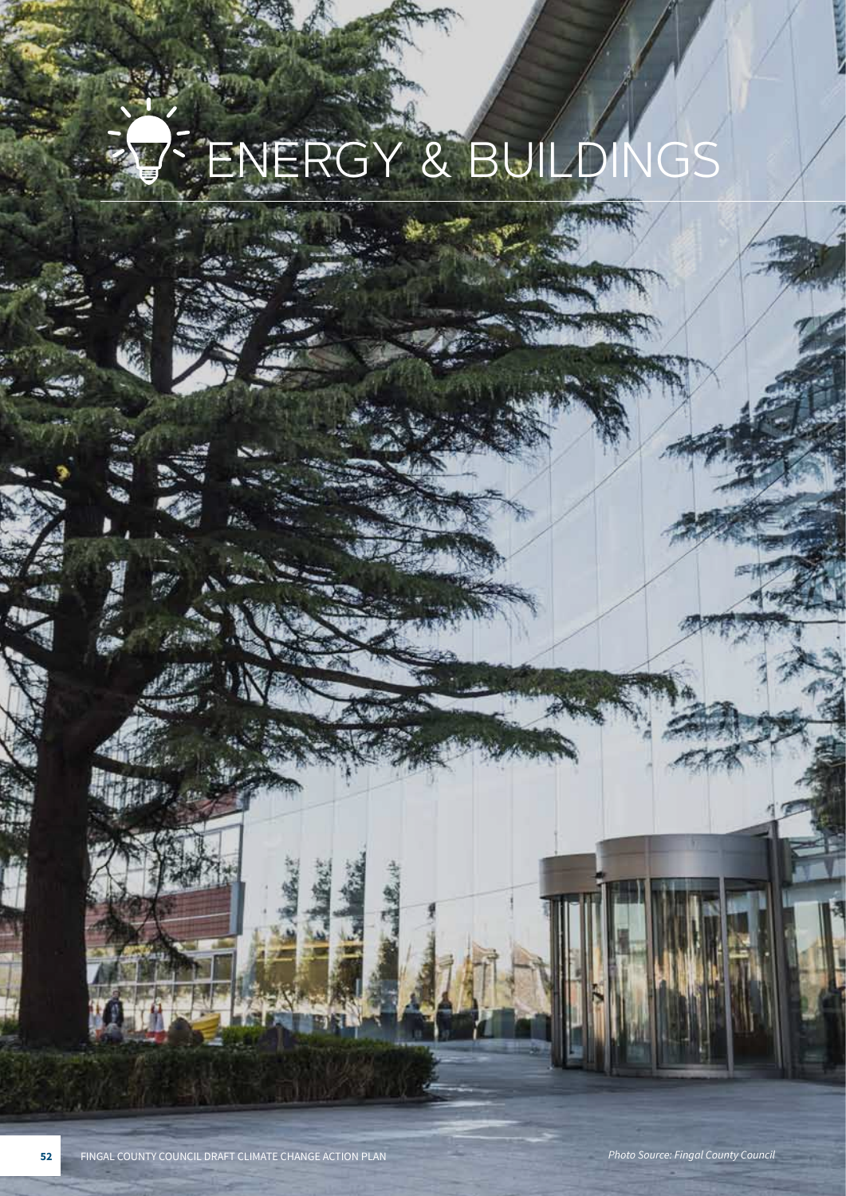# ENERGY & BUILDINGS

*Photo Source: Fingal County Council*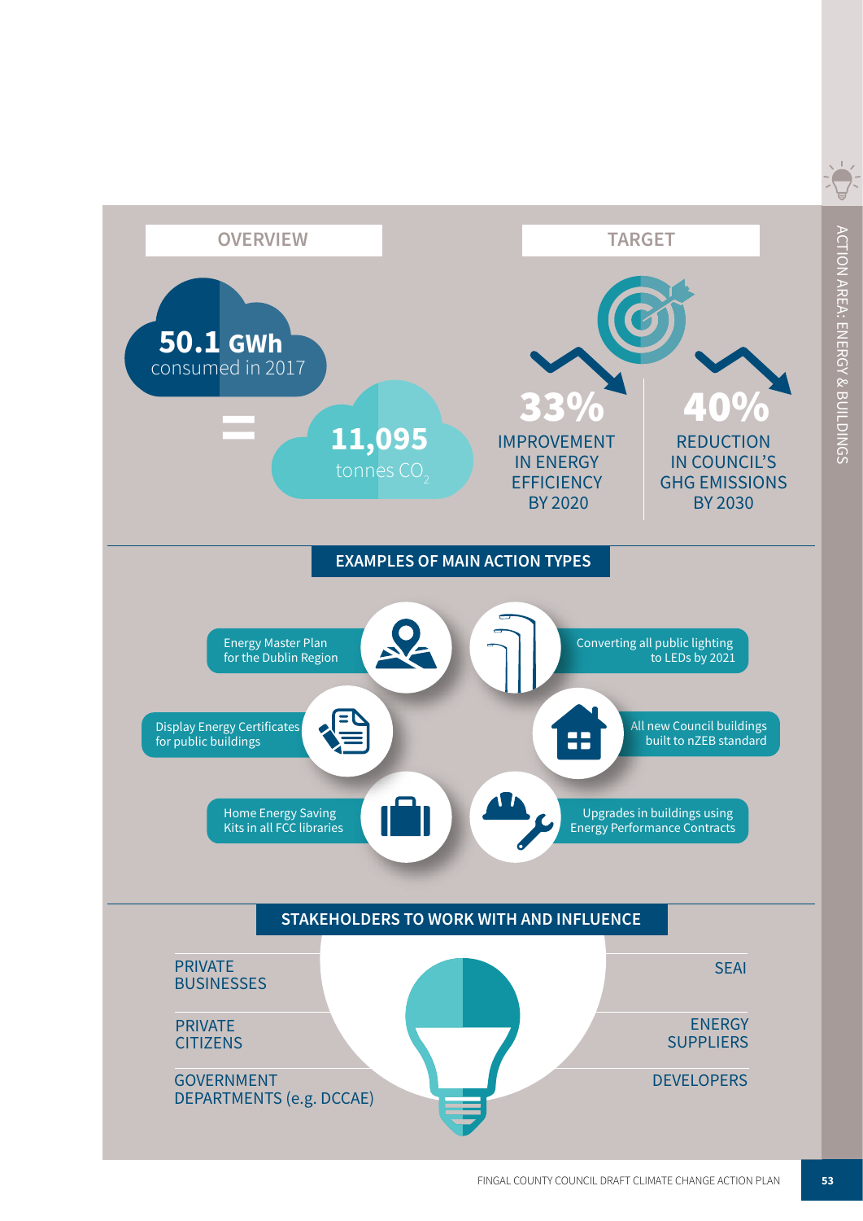## OVERVIEW

**50.1 GWh** consumed in 2017

=

**11,095** tonnes $CO_2$

## TARGET

**33%** IMPROVEMENT IN ENERGY EFFICIENCY BY 2020

**40%** REDUCTION IN COUNCIL'S GHG EMISSIONS BY 2030

## EXAMPLES OF MAIN ACTION TYPES

- Energy Master Plan for the Dublin Region
- Converting all public lighting to LEDs by 2021
- Display Energy Certificates for public buildings
- All new Council buildings built to nZEB standard
- Home Energy Saving Kits in all FCC libraries
- Upgrades in buildings using Energy Performance Contracts

## STAKEHOLDERS TO WORK WITH AND INFLUENCE

- PRIVATE BUSINESSES
- PRIVATE CITIZENS
- GOVERNMENT DEPARTMENTS (e.g. DCCAE)
- SEAI
- ENERGY SUPPLIERS
- DEVELOPERS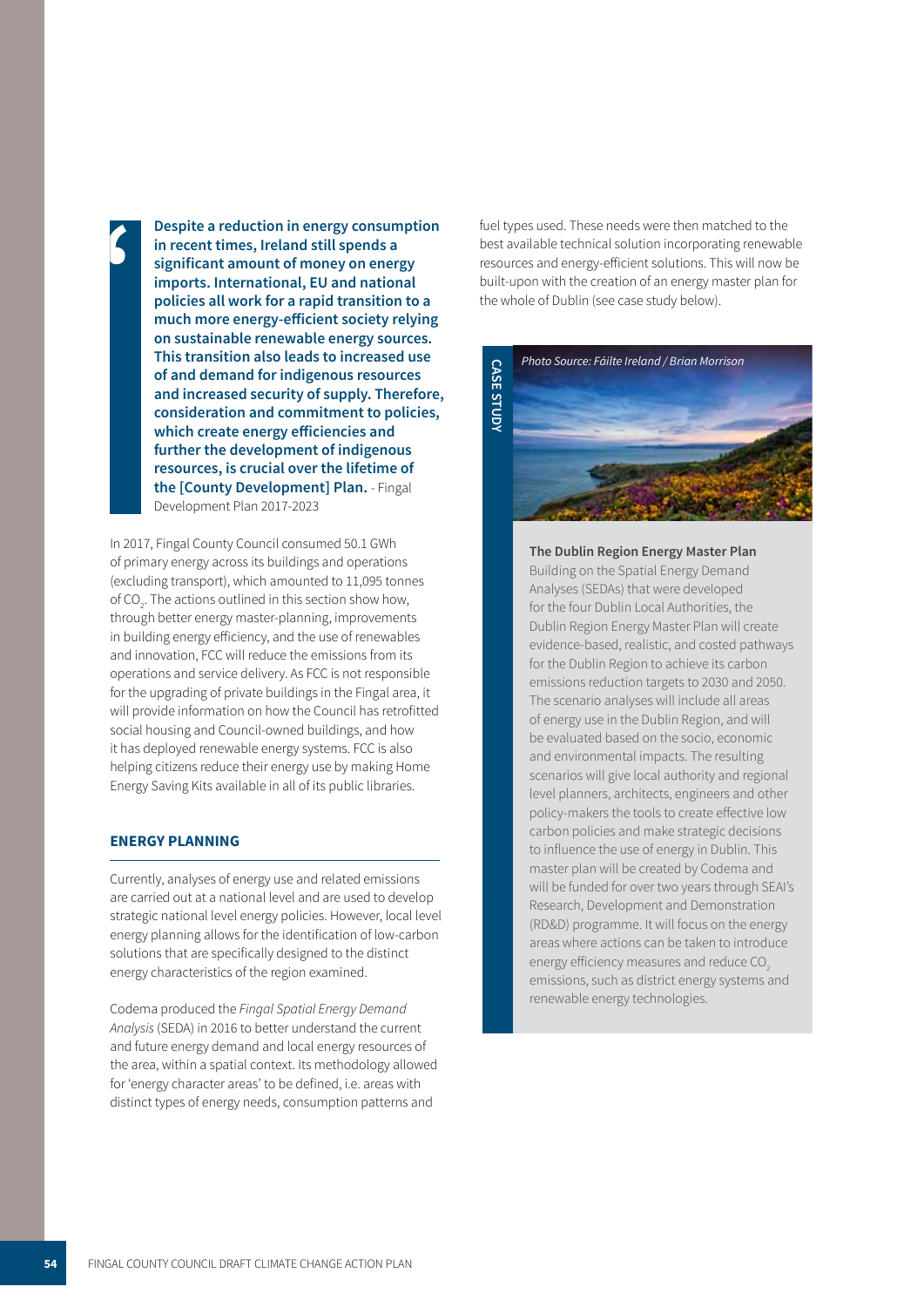> **Despite a reduction in energy consumption in recent times, Ireland still spends a significant amount of money on energy imports. International, EU and national policies all work for a rapid transition to a much more energy-efficient society relying on sustainable renewable energy sources. This transition also leads to increased use of and demand for indigenous resources and increased security of supply. Therefore, consideration and commitment to policies, which create energy efficiencies and further the development of indigenous resources, is crucial over the lifetime of the [County Development] Plan.** - Fingal Development Plan 2017-2023

In 2017, Fingal County Council consumed 50.1 GWh of primary energy across its buildings and operations (excluding transport), which amounted to 11,095 tonnes of $CO_2$. The actions outlined in this section show how, through better energy master-planning, improvements in building energy efficiency, and the use of renewables and innovation, FCC will reduce the emissions from its operations and service delivery. As FCC is not responsible for the upgrading of private buildings in the Fingal area, it will provide information on how the Council has retrofitted social housing and Council-owned buildings, and how it has deployed renewable energy systems. FCC is also helping citizens reduce their energy use by making Home Energy Saving Kits available in all of its public libraries.

## ENERGY PLANNING

Currently, analyses of energy use and related emissions are carried out at a national level and are used to develop strategic national level energy policies. However, local level energy planning allows for the identification of low-carbon solutions that are specifically designed to the distinct energy characteristics of the region examined.

Codema produced the *Fingal Spatial Energy Demand Analysis* (SEDA) in 2016 to better understand the current and future energy demand and local energy resources of the area, within a spatial context. Its methodology allowed for 'energy character areas' to be defined, i.e. areas with distinct types of energy needs, consumption patterns and fuel types used. These needs were then matched to the best available technical solution incorporating renewable resources and energy-efficient solutions. This will now be built-upon with the creation of an energy master plan for the whole of Dublin (see case study below).

**CASE STUDY**

*Photo Source: Fáilte Ireland / Brian Morrison*

**The Dublin Region Energy Master Plan**

Building on the Spatial Energy Demand Analyses (SEDAs) that were developed for the four Dublin Local Authorities, the Dublin Region Energy Master Plan will create evidence-based, realistic, and costed pathways for the Dublin Region to achieve its carbon emissions reduction targets to 2030 and 2050. The scenario analyses will include all areas of energy use in the Dublin Region, and will be evaluated based on the socio, economic and environmental impacts. The resulting scenarios will give local authority and regional level planners, architects, engineers and other policy-makers the tools to create effective low carbon policies and make strategic decisions to influence the use of energy in Dublin. This master plan will be created by Codema and will be funded for over two years through SEAI's Research, Development and Demonstration (RD&D) programme. It will focus on the energy areas where actions can be taken to introduce energy efficiency measures and reduce $CO_2$ emissions, such as district energy systems and renewable energy technologies.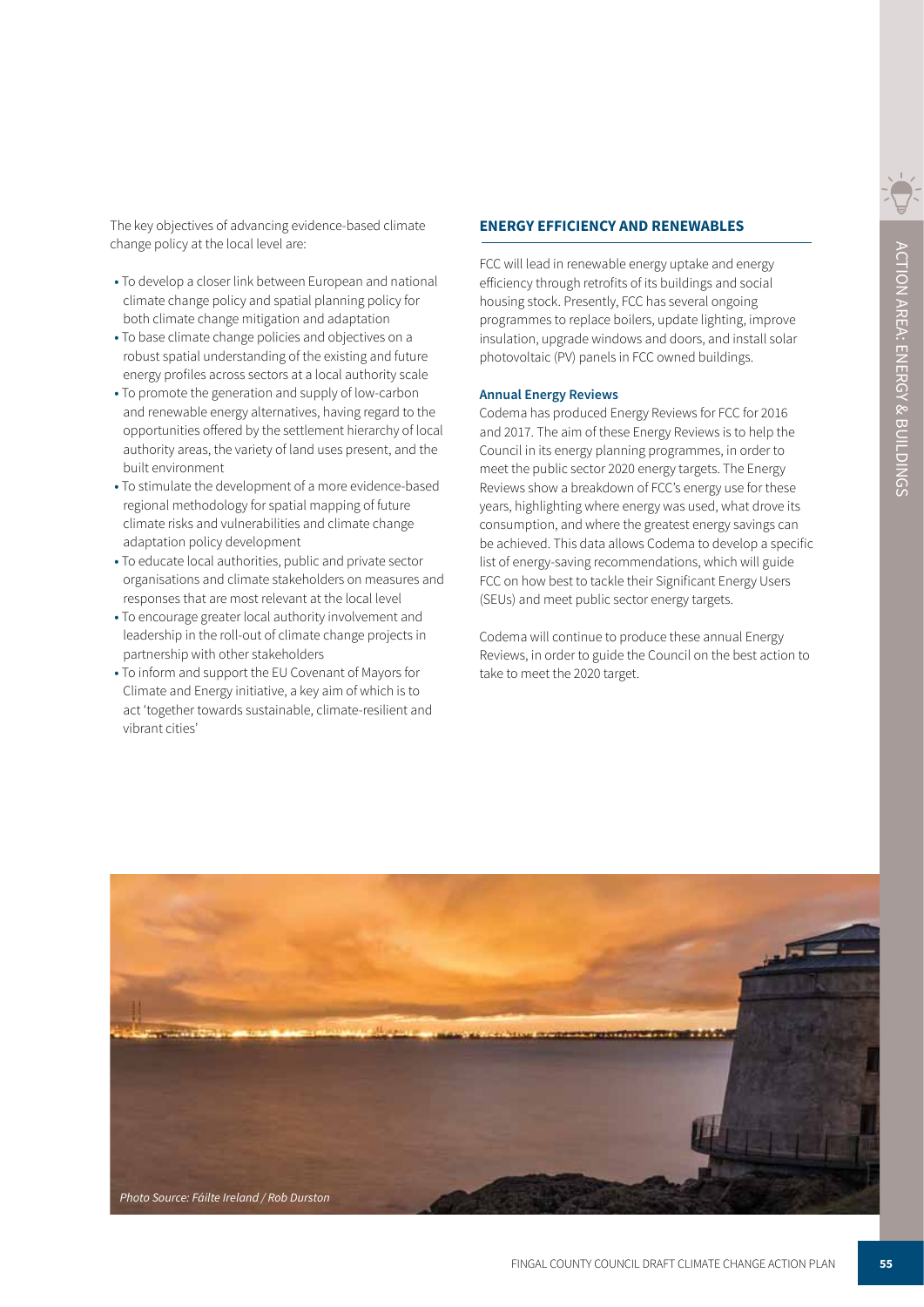The key objectives of advancing evidence-based climate change policy at the local level are:

- To develop a closer link between European and national climate change policy and spatial planning policy for both climate change mitigation and adaptation
- To base climate change policies and objectives on a robust spatial understanding of the existing and future energy profiles across sectors at a local authority scale
- To promote the generation and supply of low-carbon and renewable energy alternatives, having regard to the opportunities offered by the settlement hierarchy of local authority areas, the variety of land uses present, and the built environment
- To stimulate the development of a more evidence-based regional methodology for spatial mapping of future climate risks and vulnerabilities and climate change adaptation policy development
- To educate local authorities, public and private sector organisations and climate stakeholders on measures and responses that are most relevant at the local level
- To encourage greater local authority involvement and leadership in the roll-out of climate change projects in partnership with other stakeholders
- To inform and support the EU Covenant of Mayors for Climate and Energy initiative, a key aim of which is to act 'together towards sustainable, climate-resilient and vibrant cities'

## ENERGY EFFICIENCY AND RENEWABLES

FCC will lead in renewable energy uptake and energy efficiency through retrofits of its buildings and social housing stock. Presently, FCC has several ongoing programmes to replace boilers, update lighting, improve insulation, upgrade windows and doors, and install solar photovoltaic (PV) panels in FCC owned buildings.

### Annual Energy Reviews

Codema has produced Energy Reviews for FCC for 2016 and 2017. The aim of these Energy Reviews is to help the Council in its energy planning programmes, in order to meet the public sector 2020 energy targets. The Energy Reviews show a breakdown of FCC's energy use for these years, highlighting where energy was used, what drove its consumption, and where the greatest energy savings can be achieved. This data allows Codema to develop a specific list of energy-saving recommendations, which will guide FCC on how best to tackle their Significant Energy Users (SEUs) and meet public sector energy targets.

Codema will continue to produce these annual Energy Reviews, in order to guide the Council on the best action to take to meet the 2020 target.

*Photo Source: Fáilte Ireland / Rob Durston*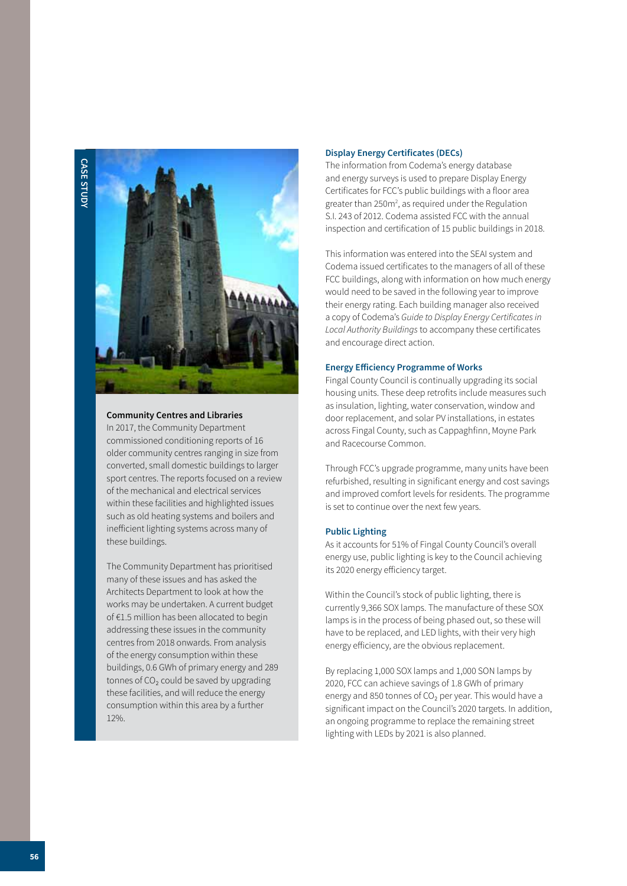CASE STUDY

### Community Centres and Libraries

In 2017, the Community Department commissioned conditioning reports of 16 older community centres ranging in size from converted, small domestic buildings to larger sport centres. The reports focused on a review of the mechanical and electrical services within these facilities and highlighted issues such as old heating systems and boilers and inefficient lighting systems across many of these buildings.

The Community Department has prioritised many of these issues and has asked the Architects Department to look at how the works may be undertaken. A current budget of €1.5 million has been allocated to begin addressing these issues in the community centres from 2018 onwards. From analysis of the energy consumption within these buildings, 0.6 GWh of primary energy and 289 tonnes of $CO_2$ could be saved by upgrading these facilities, and will reduce the energy consumption within this area by a further 12%.

### Display Energy Certificates (DECs)

The information from Codema's energy database and energy surveys is used to prepare Display Energy Certificates for FCC's public buildings with a floor area greater than 250m$^2$, as required under the Regulation S.I. 243 of 2012. Codema assisted FCC with the annual inspection and certification of 15 public buildings in 2018.

This information was entered into the SEAI system and Codema issued certificates to the managers of all of these FCC buildings, along with information on how much energy would need to be saved in the following year to improve their energy rating. Each building manager also received a copy of Codema's *Guide to Display Energy Certificates in Local Authority Buildings* to accompany these certificates and encourage direct action.

### Energy Efficiency Programme of Works

Fingal County Council is continually upgrading its social housing units. These deep retrofits include measures such as insulation, lighting, water conservation, window and door replacement, and solar PV installations, in estates across Fingal County, such as Cappaghfinn, Moyne Park and Racecourse Common.

Through FCC's upgrade programme, many units have been refurbished, resulting in significant energy and cost savings and improved comfort levels for residents. The programme is set to continue over the next few years.

### Public Lighting

As it accounts for 51% of Fingal County Council's overall energy use, public lighting is key to the Council achieving its 2020 energy efficiency target.

Within the Council's stock of public lighting, there is currently 9,366 SOX lamps. The manufacture of these SOX lamps is in the process of being phased out, so these will have to be replaced, and LED lights, with their very high energy efficiency, are the obvious replacement.

By replacing 1,000 SOX lamps and 1,000 SON lamps by 2020, FCC can achieve savings of 1.8 GWh of primary energy and 850 tonnes of $CO_2$ per year. This would have a significant impact on the Council's 2020 targets. In addition, an ongoing programme to replace the remaining street lighting with LEDs by 2021 is also planned.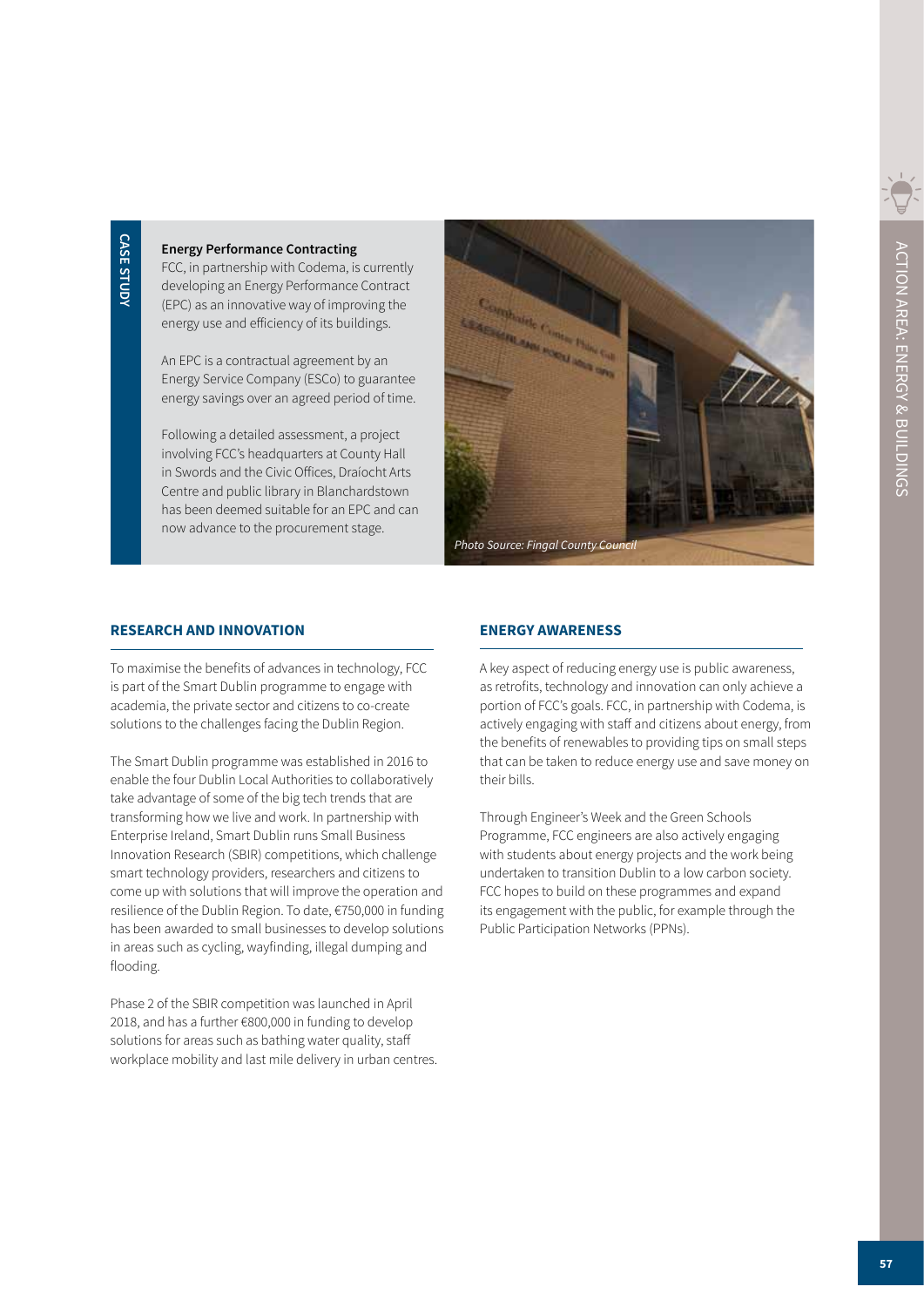CASE STUDY

**Energy Performance Contracting**

FCC, in partnership with Codema, is currently developing an Energy Performance Contract (EPC) as an innovative way of improving the energy use and efficiency of its buildings.

An EPC is a contractual agreement by an Energy Service Company (ESCo) to guarantee energy savings over an agreed period of time.

Following a detailed assessment, a project involving FCC's headquarters at County Hall in Swords and the Civic Offices, Draíocht Arts Centre and public library in Blanchardstown has been deemed suitable for an EPC and can now advance to the procurement stage.

*Photo Source: Fingal County Council*

## RESEARCH AND INNOVATION

To maximise the benefits of advances in technology, FCC is part of the Smart Dublin programme to engage with academia, the private sector and citizens to co-create solutions to the challenges facing the Dublin Region.

The Smart Dublin programme was established in 2016 to enable the four Dublin Local Authorities to collaboratively take advantage of some of the big tech trends that are transforming how we live and work. In partnership with Enterprise Ireland, Smart Dublin runs Small Business Innovation Research (SBIR) competitions, which challenge smart technology providers, researchers and citizens to come up with solutions that will improve the operation and resilience of the Dublin Region. To date, €750,000 in funding has been awarded to small businesses to develop solutions in areas such as cycling, wayfinding, illegal dumping and flooding.

Phase 2 of the SBIR competition was launched in April 2018, and has a further €800,000 in funding to develop solutions for areas such as bathing water quality, staff workplace mobility and last mile delivery in urban centres.

## ENERGY AWARENESS

A key aspect of reducing energy use is public awareness, as retrofits, technology and innovation can only achieve a portion of FCC's goals. FCC, in partnership with Codema, is actively engaging with staff and citizens about energy, from the benefits of renewables to providing tips on small steps that can be taken to reduce energy use and save money on their bills.

Through Engineer's Week and the Green Schools Programme, FCC engineers are also actively engaging with students about energy projects and the work being undertaken to transition Dublin to a low carbon society. FCC hopes to build on these programmes and expand its engagement with the public, for example through the Public Participation Networks (PPNs).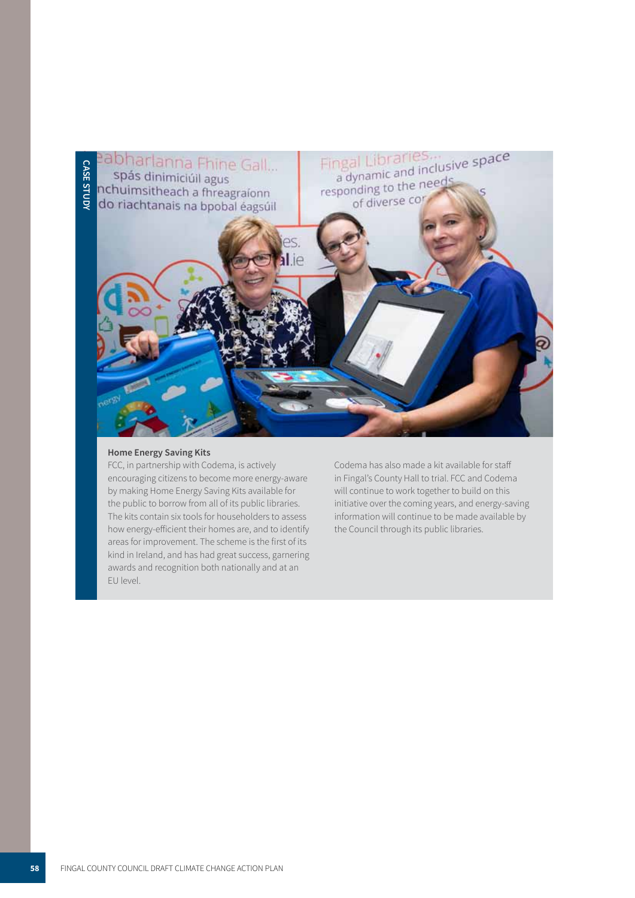CASE STUDY

### Home Energy Saving Kits

FCC, in partnership with Codema, is actively encouraging citizens to become more energy-aware by making Home Energy Saving Kits available for the public to borrow from all of its public libraries. The kits contain six tools for householders to assess how energy-efficient their homes are, and to identify areas for improvement. The scheme is the first of its kind in Ireland, and has had great success, garnering awards and recognition both nationally and at an EU level.

Codema has also made a kit available for staff in Fingal's County Hall to trial. FCC and Codema will continue to work together to build on this initiative over the coming years, and energy-saving information will continue to be made available by the Council through its public libraries.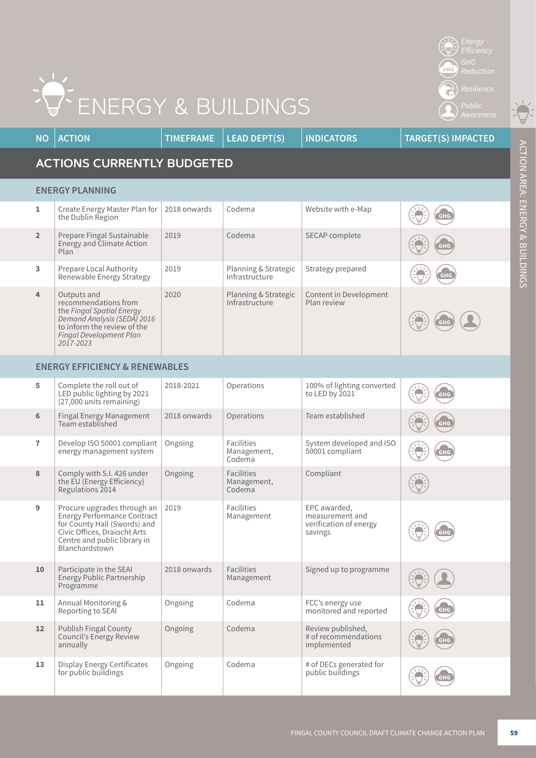# ENERGY & BUILDINGS

Energy Efficiency | GHG Reduction | Resilience | Public Awareness

| NO | ACTION | TIMEFRAME | LEAD DEPT(S) | INDICATORS | TARGET(S) IMPACTED |
|---|---|---|---|---|---|
| **ACTIONS CURRENTLY BUDGETED** | | | | | |
| **ENERGY PLANNING** | | | | | |
| 1 | Create Energy Master Plan for the Dublin Region | 2018 onwards | Codema | Website with e-Map | Energy Efficiency, GHG Reduction |
| 2 | Prepare Fingal Sustainable Energy and Climate Action Plan | 2019 | Codema | SECAP complete | Energy Efficiency, GHG Reduction |
| 3 | Prepare Local Authority Renewable Energy Strategy | 2019 | Planning & Strategic Infrastructure | Strategy prepared | Energy Efficiency, GHG Reduction |
| 4 | Outputs and recommendations from the *Fingal Spatial Energy Demand Analysis (SEDA) 2016* to inform the review of the *Fingal Development Plan 2017-2023* | 2020 | Planning & Strategic Infrastructure | Content in Development Plan review | Energy Efficiency, GHG Reduction, Public Awareness |
| **ENERGY EFFICIENCY & RENEWABLES** | | | | | |
| 5 | Complete the roll out of LED public lighting by 2021 (27,000 units remaining) | 2018-2021 | Operations | 100% of lighting converted to LED by 2021 | Energy Efficiency, GHG Reduction |
| 6 | Fingal Energy Management Team established | 2018 onwards | Operations | Team established | Energy Efficiency, GHG Reduction |
| 7 | Develop ISO 50001 compliant energy management system | Ongoing | Facilities Management, Codema | System developed and ISO 50001 compliant | Energy Efficiency, GHG Reduction |
| 8 | Comply with S.I. 426 under the EU (Energy Efficiency) Regulations 2014 | Ongoing | Facilities Management, Codema | Compliant | Energy Efficiency |
| 9 | Procure upgrades through an Energy Performance Contract for County Hall (Swords) and Civic Offices, Draíocht Arts Centre and public library in Blanchardstown | 2019 | Facilities Management | EPC awarded, measurement and verification of energy savings | Energy Efficiency, GHG Reduction |
| 10 | Participate in the SEAI Energy Public Partnership Programme | 2018 onwards | Facilities Management | Signed up to programme | Energy Efficiency, Public Awareness |
| 11 | Annual Monitoring & Reporting to SEAI | Ongoing | Codema | FCC's energy use monitored and reported | Energy Efficiency, GHG Reduction |
| 12 | Publish Fingal County Council's Energy Review annually | Ongoing | Codema | Review published, # of recommendations implemented | Energy Efficiency, GHG Reduction |
| 13 | Display Energy Certificates for public buildings | Ongoing | Codema | # of DECs generated for public buildings | Energy Efficiency, GHG Reduction |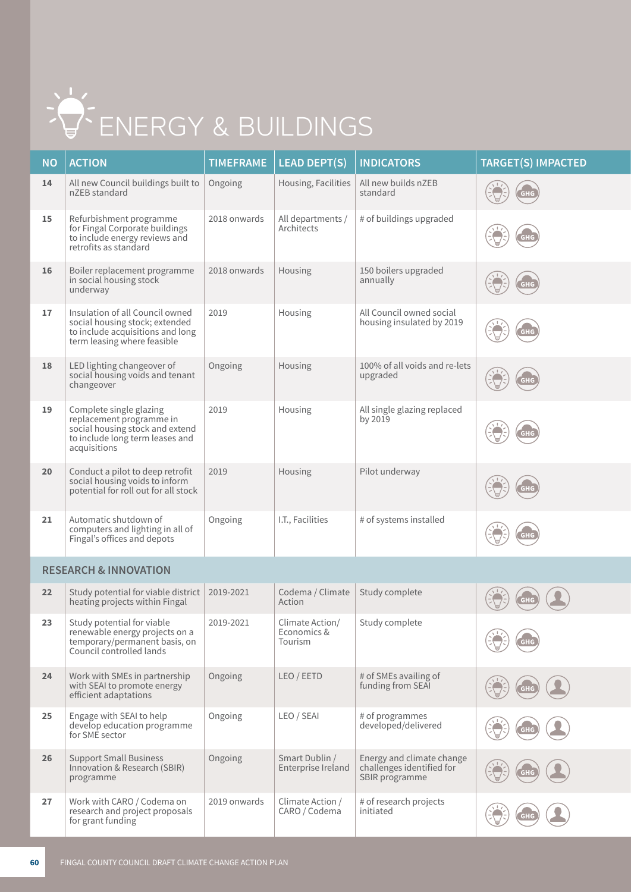# ENERGY & BUILDINGS

| NO | ACTION | TIMEFRAME | LEAD DEPT(S) | INDICATORS | TARGET(S) IMPACTED |
|---|---|---|---|---|---|
| 14 | All new Council buildings built to nZEB standard | Ongoing | Housing, Facilities | All new builds nZEB standard | GHG |
| 15 | Refurbishment programme for Fingal Corporate buildings to include energy reviews and retrofits as standard | 2018 onwards | All departments / Architects | # of buildings upgraded | GHG |
| 16 | Boiler replacement programme in social housing stock underway | 2018 onwards | Housing | 150 boilers upgraded annually | GHG |
| 17 | Insulation of all Council owned social housing stock; extended to include acquisitions and long term leasing where feasible | 2019 | Housing | All Council owned social housing insulated by 2019 | GHG |
| 18 | LED lighting changeover of social housing voids and tenant changeover | Ongoing | Housing | 100% of all voids and re-lets upgraded | GHG |
| 19 | Complete single glazing replacement programme in social housing stock and extend to include long term leases and acquisitions | 2019 | Housing | All single glazing replaced by 2019 | GHG |
| 20 | Conduct a pilot to deep retrofit social housing voids to inform potential for roll out for all stock | 2019 | Housing | Pilot underway | GHG |
| 21 | Automatic shutdown of computers and lighting in all of Fingal's offices and depots | Ongoing | I.T., Facilities | # of systems installed | GHG |
| **RESEARCH & INNOVATION** | | | | | |
| 22 | Study potential for viable district heating projects within Fingal | 2019-2021 | Codema / Climate Action | Study complete | GHG |
| 23 | Study potential for viable renewable energy projects on a temporary/permanent basis, on Council controlled lands | 2019-2021 | Climate Action/ Economics & Tourism | Study complete | GHG |
| 24 | Work with SMEs in partnership with SEAI to promote energy efficient adaptations | Ongoing | LEO / EETD | # of SMEs availing of funding from SEAI | GHG |
| 25 | Engage with SEAI to help develop education programme for SME sector | Ongoing | LEO / SEAI | # of programmes developed/delivered | GHG |
| 26 | Support Small Business Innovation & Research (SBIR) programme | Ongoing | Smart Dublin / Enterprise Ireland | Energy and climate change challenges identified for SBIR programme | GHG |
| 27 | Work with CARO / Codema on research and project proposals for grant funding | 2019 onwards | Climate Action / CARO / Codema | # of research projects initiated | GHG |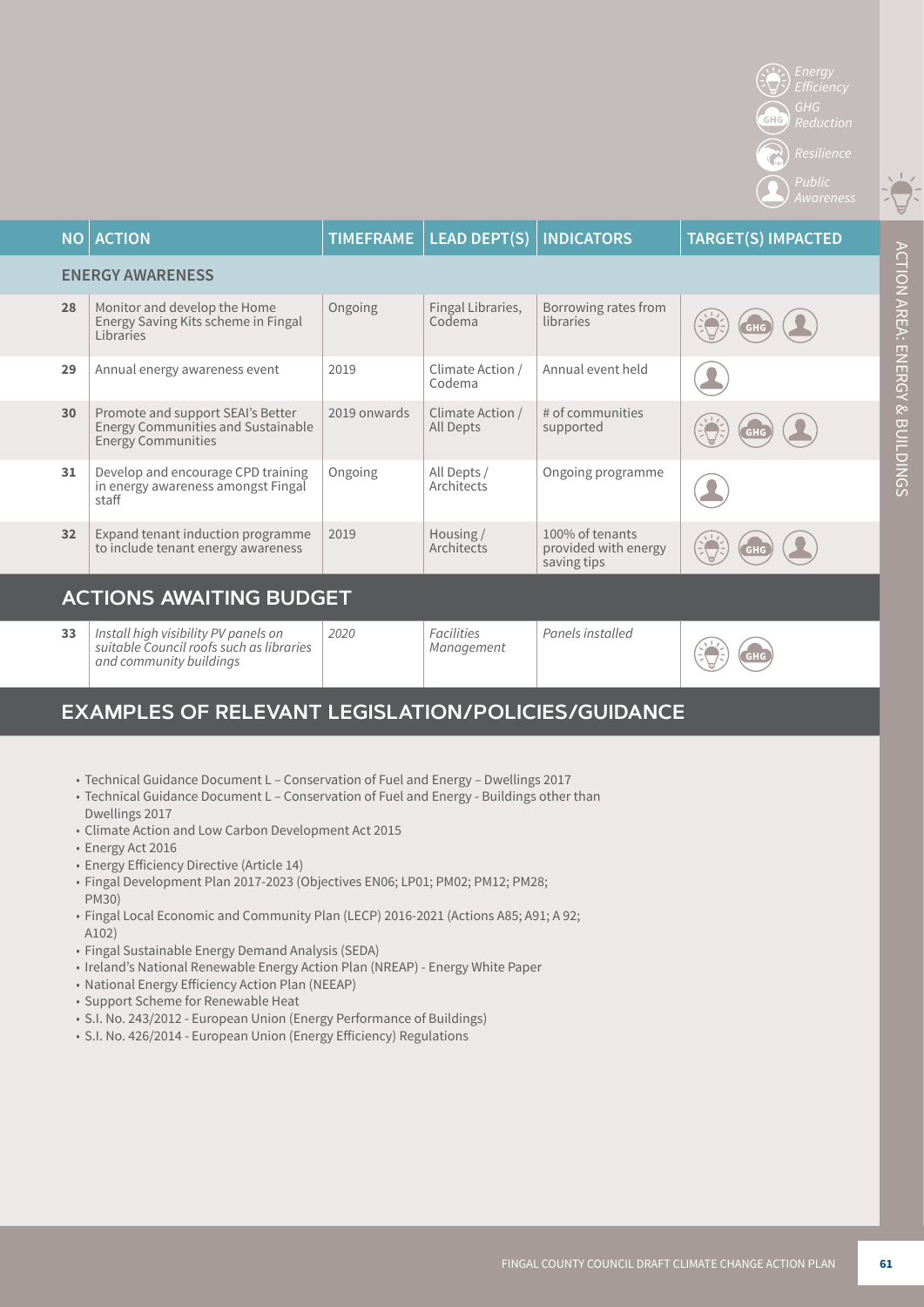Energy Efficiency
GHG Reduction
Resilience
Public Awareness

| NO | ACTION | TIMEFRAME | LEAD DEPT(S) | INDICATORS | TARGET(S) IMPACTED |
|---|---|---|---|---|---|
| **ENERGY AWARENESS** | | | | | |
| 28 | Monitor and develop the Home Energy Saving Kits scheme in Fingal Libraries | Ongoing | Fingal Libraries, Codema | Borrowing rates from libraries | Energy Efficiency, GHG Reduction, Public Awareness |
| 29 | Annual energy awareness event | 2019 | Climate Action / Codema | Annual event held | Public Awareness |
| 30 | Promote and support SEAI's Better Energy Communities and Sustainable Energy Communities | 2019 onwards | Climate Action / All Depts | # of communities supported | Energy Efficiency, GHG Reduction, Public Awareness |
| 31 | Develop and encourage CPD training in energy awareness amongst Fingal staff | Ongoing | All Depts / Architects | Ongoing programme | Public Awareness |
| 32 | Expand tenant induction programme to include tenant energy awareness | 2019 | Housing / Architects | 100% of tenants provided with energy saving tips | Energy Efficiency, GHG Reduction, Public Awareness |
| **ACTIONS AWAITING BUDGET** | | | | | |
| 33 | *Install high visibility PV panels on suitable Council roofs such as libraries and community buildings* | *2020* | *Facilities Management* | *Panels installed* | Energy Efficiency, GHG Reduction |

## EXAMPLES OF RELEVANT LEGISLATION/POLICIES/GUIDANCE

- Technical Guidance Document L – Conservation of Fuel and Energy – Dwellings 2017
- Technical Guidance Document L – Conservation of Fuel and Energy - Buildings other than Dwellings 2017
- Climate Action and Low Carbon Development Act 2015
- Energy Act 2016
- Energy Efficiency Directive (Article 14)
- Fingal Development Plan 2017-2023 (Objectives EN06; LP01; PM02; PM12; PM28; PM30)
- Fingal Local Economic and Community Plan (LECP) 2016-2021 (Actions A85; A91; A 92; A102)
- Fingal Sustainable Energy Demand Analysis (SEDA)
- Ireland's National Renewable Energy Action Plan (NREAP) - Energy White Paper
- National Energy Efficiency Action Plan (NEEAP)
- Support Scheme for Renewable Heat
- S.I. No. 243/2012 - European Union (Energy Performance of Buildings)
- S.I. No. 426/2014 - European Union (Energy Efficiency) Regulations